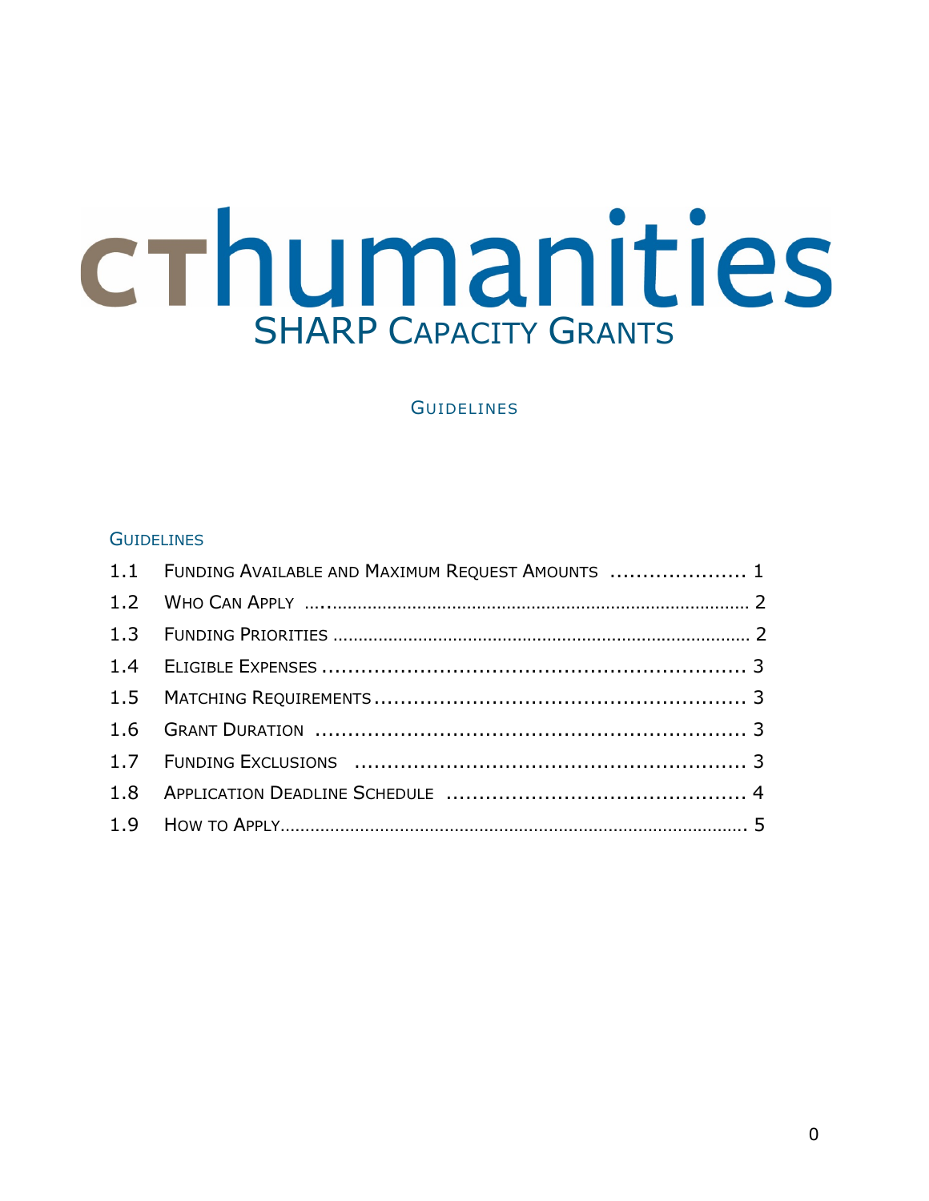# cthumanities

## SHARP Capacity Grants

### Guidelines

### Guidelines

| | | |
|---|---|---|
| 1.1 | Funding Available and Maximum Request Amounts | 1 |
| 1.2 | Who Can Apply | 2 |
| 1.3 | Funding Priorities | 2 |
| 1.4 | Eligible Expenses | 3 |
| 1.5 | Matching Requirements | 3 |
| 1.6 | Grant Duration | 3 |
| 1.7 | Funding Exclusions | 3 |
| 1.8 | Application Deadline Schedule | 4 |
| 1.9 | How to Apply | 5 |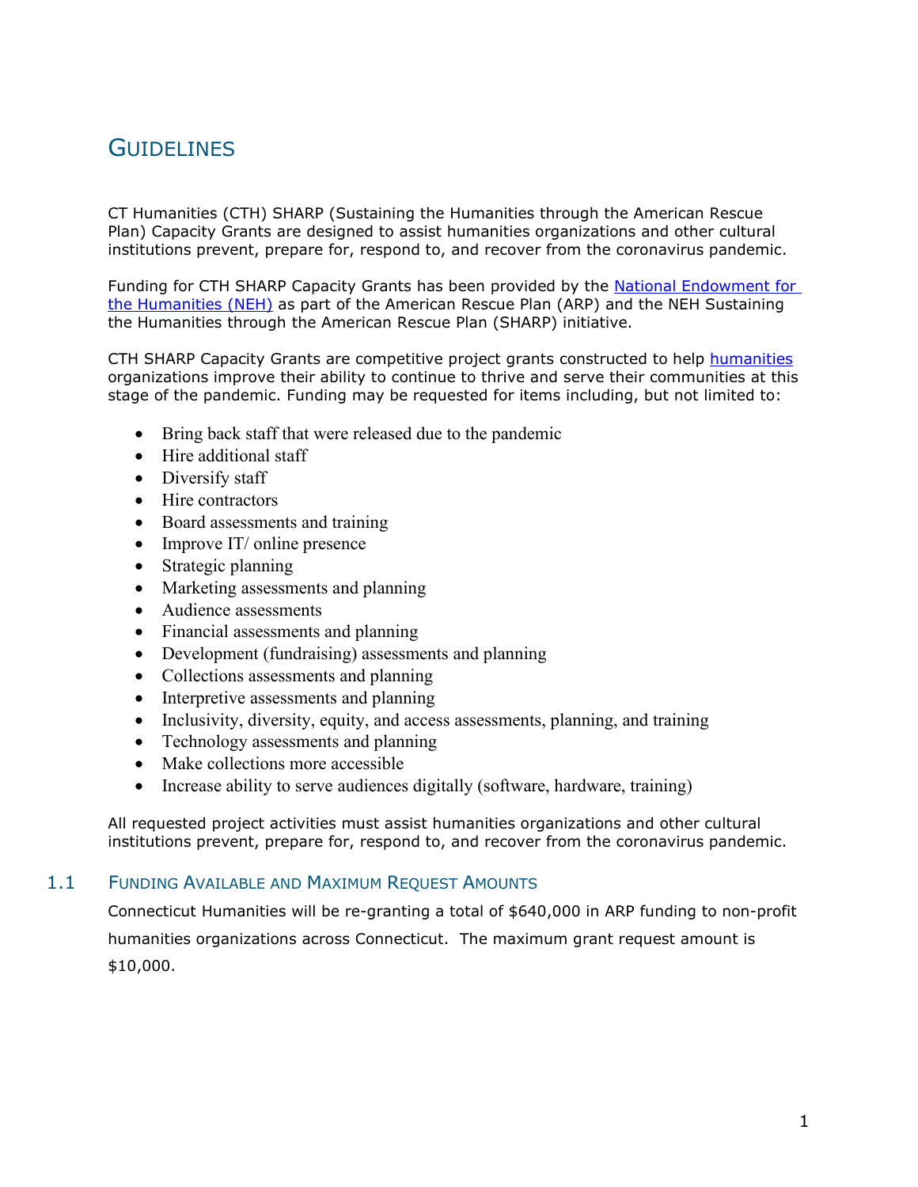# GUIDELINES

CT Humanities (CTH) SHARP (Sustaining the Humanities through the American Rescue Plan) Capacity Grants are designed to assist humanities organizations and other cultural institutions prevent, prepare for, respond to, and recover from the coronavirus pandemic.

Funding for CTH SHARP Capacity Grants has been provided by the [National Endowment for the Humanities (NEH)]() as part of the American Rescue Plan (ARP) and the NEH Sustaining the Humanities through the American Rescue Plan (SHARP) initiative.

CTH SHARP Capacity Grants are competitive project grants constructed to help [humanities]() organizations improve their ability to continue to thrive and serve their communities at this stage of the pandemic. Funding may be requested for items including, but not limited to:

- Bring back staff that were released due to the pandemic
- Hire additional staff
- Diversify staff
- Hire contractors
- Board assessments and training
- Improve IT/ online presence
- Strategic planning
- Marketing assessments and planning
- Audience assessments
- Financial assessments and planning
- Development (fundraising) assessments and planning
- Collections assessments and planning
- Interpretive assessments and planning
- Inclusivity, diversity, equity, and access assessments, planning, and training
- Technology assessments and planning
- Make collections more accessible
- Increase ability to serve audiences digitally (software, hardware, training)

All requested project activities must assist humanities organizations and other cultural institutions prevent, prepare for, respond to, and recover from the coronavirus pandemic.

## 1.1 FUNDING AVAILABLE AND MAXIMUM REQUEST AMOUNTS

Connecticut Humanities will be re-granting a total of $640,000 in ARP funding to non-profit humanities organizations across Connecticut. The maximum grant request amount is $10,000.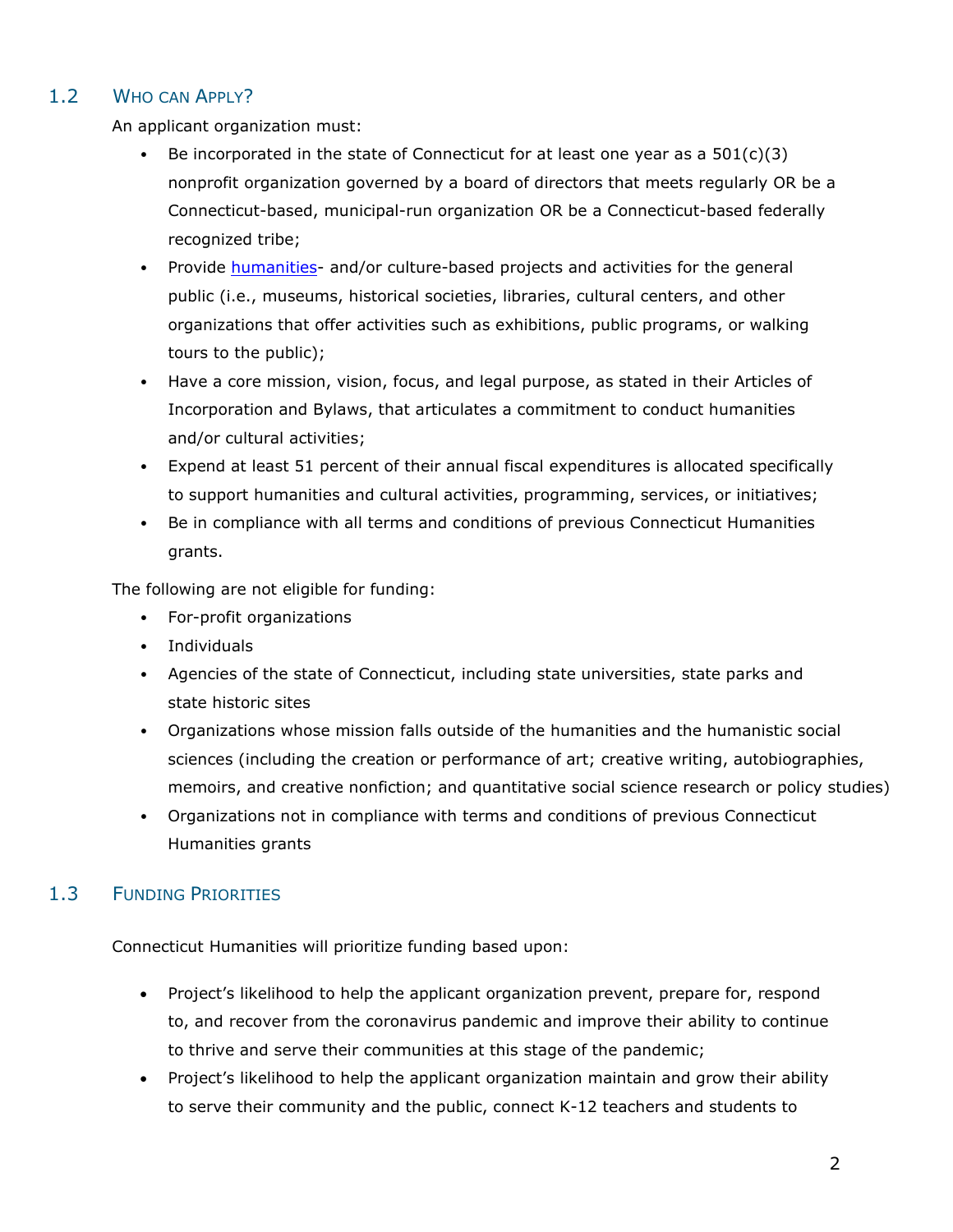## 1.2 Who can Apply?

An applicant organization must:

- Be incorporated in the state of Connecticut for at least one year as a 501(c)(3) nonprofit organization governed by a board of directors that meets regularly OR be a Connecticut-based, municipal-run organization OR be a Connecticut-based federally recognized tribe;
- Provide humanities- and/or culture-based projects and activities for the general public (i.e., museums, historical societies, libraries, cultural centers, and other organizations that offer activities such as exhibitions, public programs, or walking tours to the public);
- Have a core mission, vision, focus, and legal purpose, as stated in their Articles of Incorporation and Bylaws, that articulates a commitment to conduct humanities and/or cultural activities;
- Expend at least 51 percent of their annual fiscal expenditures is allocated specifically to support humanities and cultural activities, programming, services, or initiatives;
- Be in compliance with all terms and conditions of previous Connecticut Humanities grants.

The following are not eligible for funding:

- For-profit organizations
- Individuals
- Agencies of the state of Connecticut, including state universities, state parks and state historic sites
- Organizations whose mission falls outside of the humanities and the humanistic social sciences (including the creation or performance of art; creative writing, autobiographies, memoirs, and creative nonfiction; and quantitative social science research or policy studies)
- Organizations not in compliance with terms and conditions of previous Connecticut Humanities grants

## 1.3 Funding Priorities

Connecticut Humanities will prioritize funding based upon:

- Project's likelihood to help the applicant organization prevent, prepare for, respond to, and recover from the coronavirus pandemic and improve their ability to continue to thrive and serve their communities at this stage of the pandemic;
- Project's likelihood to help the applicant organization maintain and grow their ability to serve their community and the public, connect K-12 teachers and students to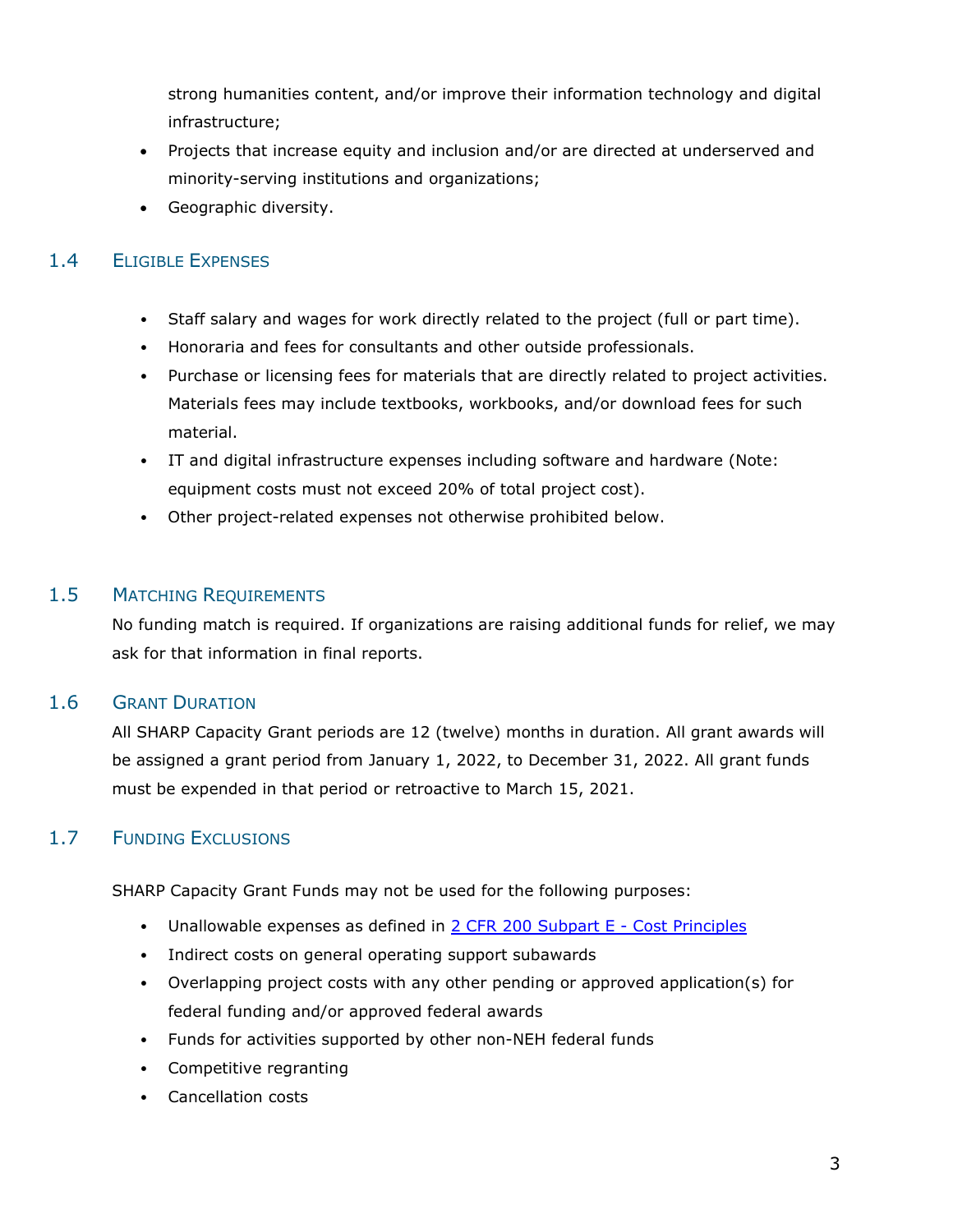strong humanities content, and/or improve their information technology and digital infrastructure;

- Projects that increase equity and inclusion and/or are directed at underserved and minority-serving institutions and organizations;
- Geographic diversity.

## 1.4 Eligible Expenses

- Staff salary and wages for work directly related to the project (full or part time).
- Honoraria and fees for consultants and other outside professionals.
- Purchase or licensing fees for materials that are directly related to project activities. Materials fees may include textbooks, workbooks, and/or download fees for such material.
- IT and digital infrastructure expenses including software and hardware (Note: equipment costs must not exceed 20% of total project cost).
- Other project-related expenses not otherwise prohibited below.

## 1.5 Matching Requirements

No funding match is required. If organizations are raising additional funds for relief, we may ask for that information in final reports.

## 1.6 Grant Duration

All SHARP Capacity Grant periods are 12 (twelve) months in duration. All grant awards will be assigned a grant period from January 1, 2022, to December 31, 2022. All grant funds must be expended in that period or retroactive to March 15, 2021.

## 1.7 Funding Exclusions

SHARP Capacity Grant Funds may not be used for the following purposes:

- Unallowable expenses as defined in [2 CFR 200 Subpart E - Cost Principles]
- Indirect costs on general operating support subawards
- Overlapping project costs with any other pending or approved application(s) for federal funding and/or approved federal awards
- Funds for activities supported by other non-NEH federal funds
- Competitive regranting
- Cancellation costs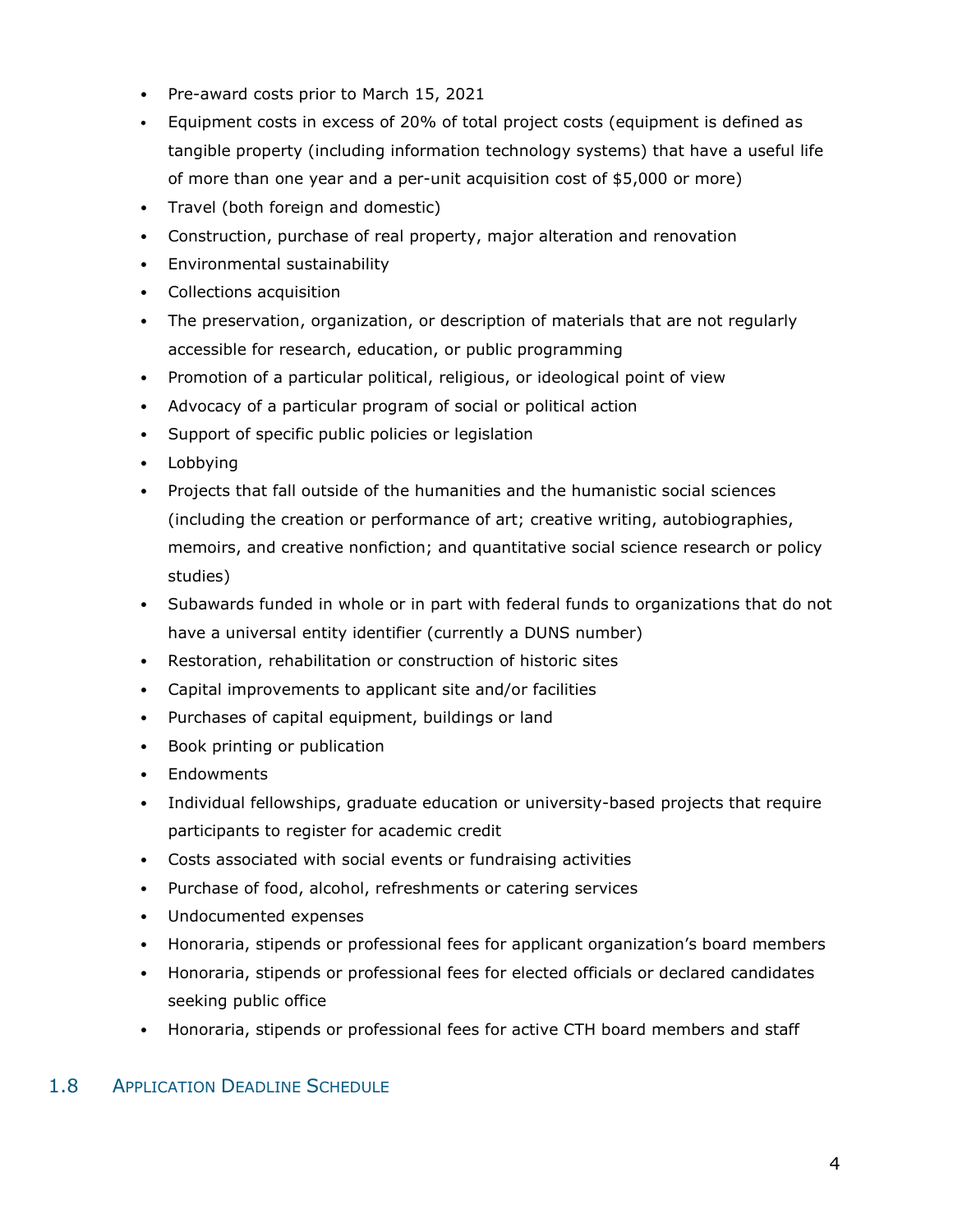- Pre-award costs prior to March 15, 2021
- Equipment costs in excess of 20% of total project costs (equipment is defined as tangible property (including information technology systems) that have a useful life of more than one year and a per-unit acquisition cost of $5,000 or more)
- Travel (both foreign and domestic)
- Construction, purchase of real property, major alteration and renovation
- Environmental sustainability
- Collections acquisition
- The preservation, organization, or description of materials that are not regularly accessible for research, education, or public programming
- Promotion of a particular political, religious, or ideological point of view
- Advocacy of a particular program of social or political action
- Support of specific public policies or legislation
- Lobbying
- Projects that fall outside of the humanities and the humanistic social sciences (including the creation or performance of art; creative writing, autobiographies, memoirs, and creative nonfiction; and quantitative social science research or policy studies)
- Subawards funded in whole or in part with federal funds to organizations that do not have a universal entity identifier (currently a DUNS number)
- Restoration, rehabilitation or construction of historic sites
- Capital improvements to applicant site and/or facilities
- Purchases of capital equipment, buildings or land
- Book printing or publication
- Endowments
- Individual fellowships, graduate education or university-based projects that require participants to register for academic credit
- Costs associated with social events or fundraising activities
- Purchase of food, alcohol, refreshments or catering services
- Undocumented expenses
- Honoraria, stipends or professional fees for applicant organization's board members
- Honoraria, stipends or professional fees for elected officials or declared candidates seeking public office
- Honoraria, stipends or professional fees for active CTH board members and staff

## 1.8 Application Deadline Schedule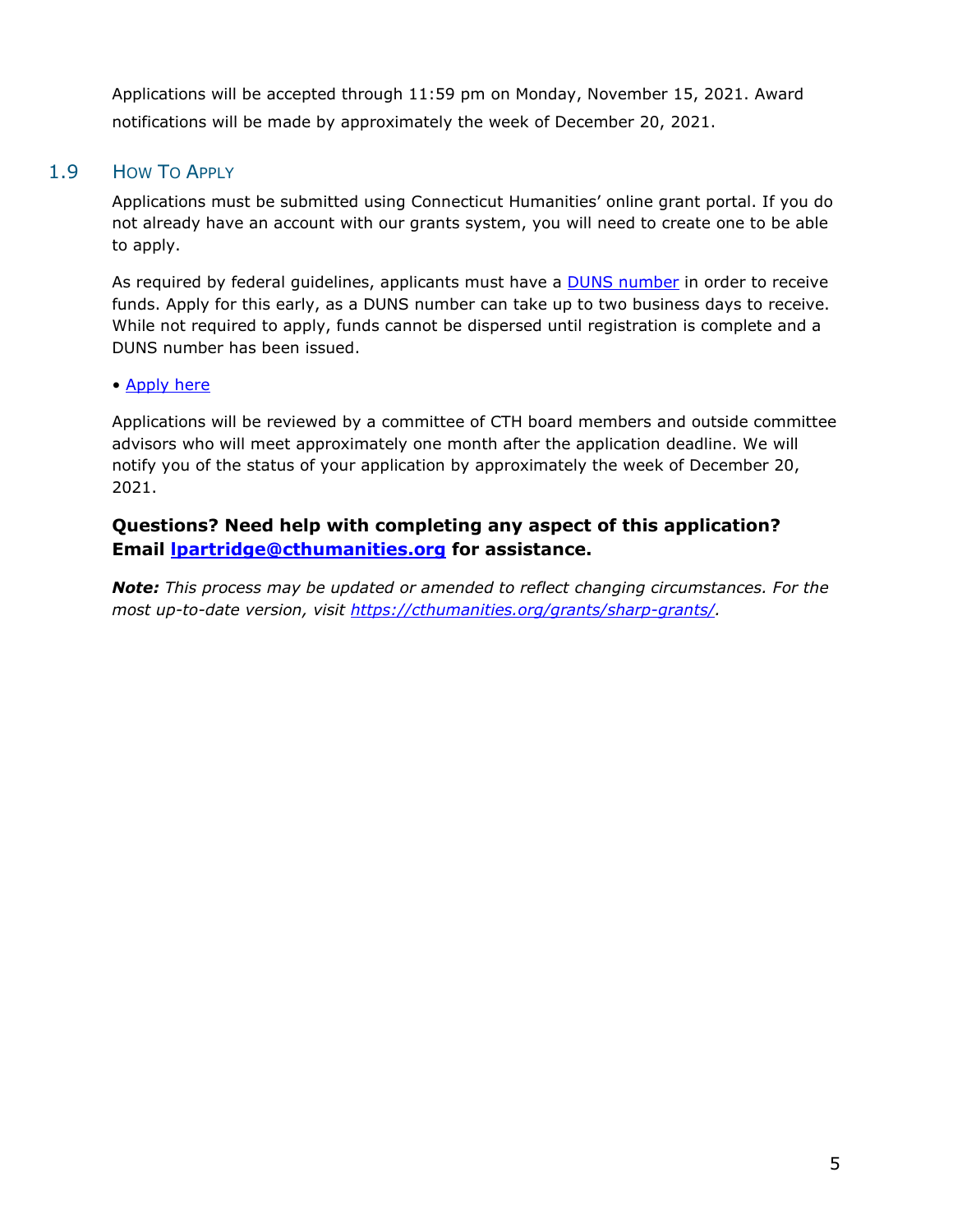Applications will be accepted through 11:59 pm on Monday, November 15, 2021. Award notifications will be made by approximately the week of December 20, 2021.

## 1.9 How To Apply

Applications must be submitted using Connecticut Humanities' online grant portal. If you do not already have an account with our grants system, you will need to create one to be able to apply.

As required by federal guidelines, applicants must have a DUNS number in order to receive funds. Apply for this early, as a DUNS number can take up to two business days to receive. While not required to apply, funds cannot be dispersed until registration is complete and a DUNS number has been issued.

- Apply here

Applications will be reviewed by a committee of CTH board members and outside committee advisors who will meet approximately one month after the application deadline. We will notify you of the status of your application by approximately the week of December 20, 2021.

**Questions? Need help with completing any aspect of this application? Email lpartridge@cthumanities.org for assistance.**

***Note:*** *This process may be updated or amended to reflect changing circumstances. For the most up-to-date version, visit https://cthumanities.org/grants/sharp-grants/.*